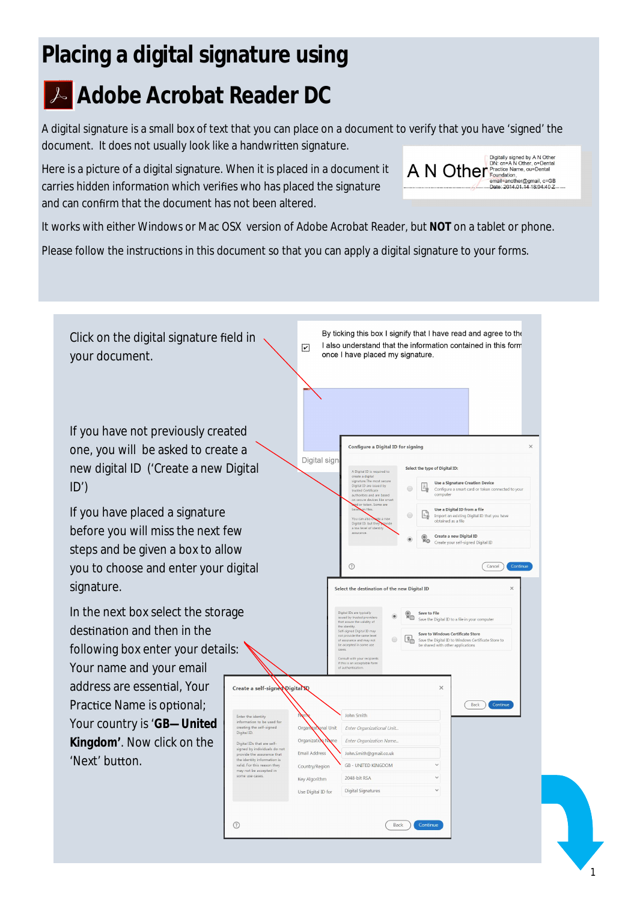# Placing a digital signature using

# Adobe Acrobat Reader DC

A digital signature is a small box of text that you can place on a document to verify that you have 'signed' the document. It does not usually look like a handwritten signature.

Here is a picture of a digital signature. When it is placed in a document it carries hidden information which verifies who has placed the signature and can confirm that the document has not been altered.

It works with either Windows or Mac OSX version of Adobe Acrobat Reader, but **NOT** on a tablet or phone.

Please follow the instructions in this document so that you can apply a digital signature to your forms.

Click on the digital signature field in your document.

If you have not previously created one, you will be asked to create a new digital ID ('Create a new Digital ID')

If you have placed a signature before you will miss the next few steps and be given a box to allow you to choose and enter your digital signature.

In the next box select the storage destination and then in the following box enter your details: Your name and your email address are essential, Your Practice Name is optional; Your country is '**GB—United Kingdom**'. Now click on the 'Next' button.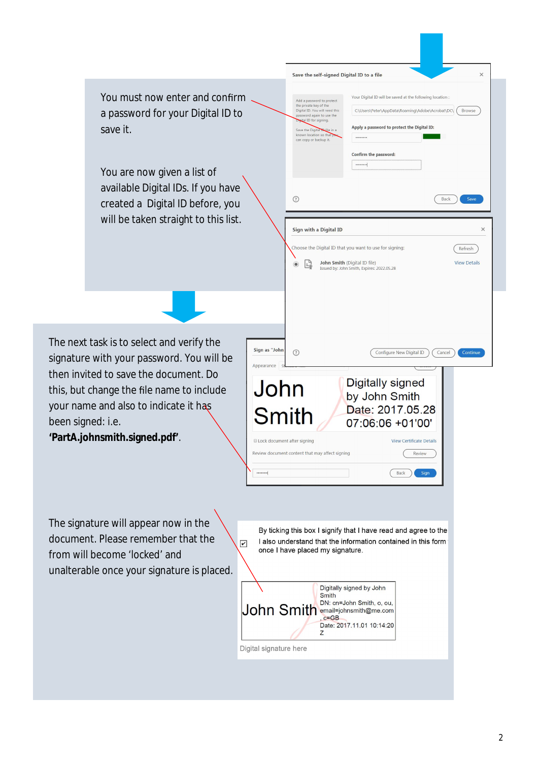You must now enter and confirm a password for your Digital ID to save it.

You are now given a list of available Digital IDs. If you have created a Digital ID before, you will be taken straight to this list.

Save the self-signed Digital ID to a file

Add a password to protect the private key of the Digital ID. You will need this password again to use the Digital ID for signing.

Save the Digital ID file in a known location so that you can copy or backup it.

Your Digital ID will be saved at the following location :

C:\Users\Peter\AppData\Roaming\Adobe\Acrobat\DC\

Browse

Apply a password to protect the Digital ID:

Confirm the password:

Back Save

Sign with a Digital ID

Choose the Digital ID that you want to use for signing:

Refresh

John Smith (Digital ID file)
Issued by: John Smith, Expires: 2022.05.28

View Details

Configure New Digital ID Cancel Continue

The next task is to select and verify the signature with your password. You will be then invited to save the document. Do this, but change the file name to include your name and also to indicate it has been signed: i.e. **'PartA.johnsmith.signed.pdf'**.

Sign as "John

Appearance

John Smith

Digitally signed by John Smith Date: 2017.05.28 07:06:06 +01'00'

Lock document after signing

View Certificate Details

Review document content that may affect signing

Review

Back Sign

The signature will appear now in the document. Please remember that the from will become 'locked' and unalterable once your signature is placed.

By ticking this box I signify that I have read and agree to the

I also understand that the information contained in this form once I have placed my signature.

John Smith

Digitally signed by John Smith
DN: cn=John Smith, o, ou, email=johnsmith@me.com, c=GB
Date: 2017.11.01 10:14:20 Z

Digital signature here